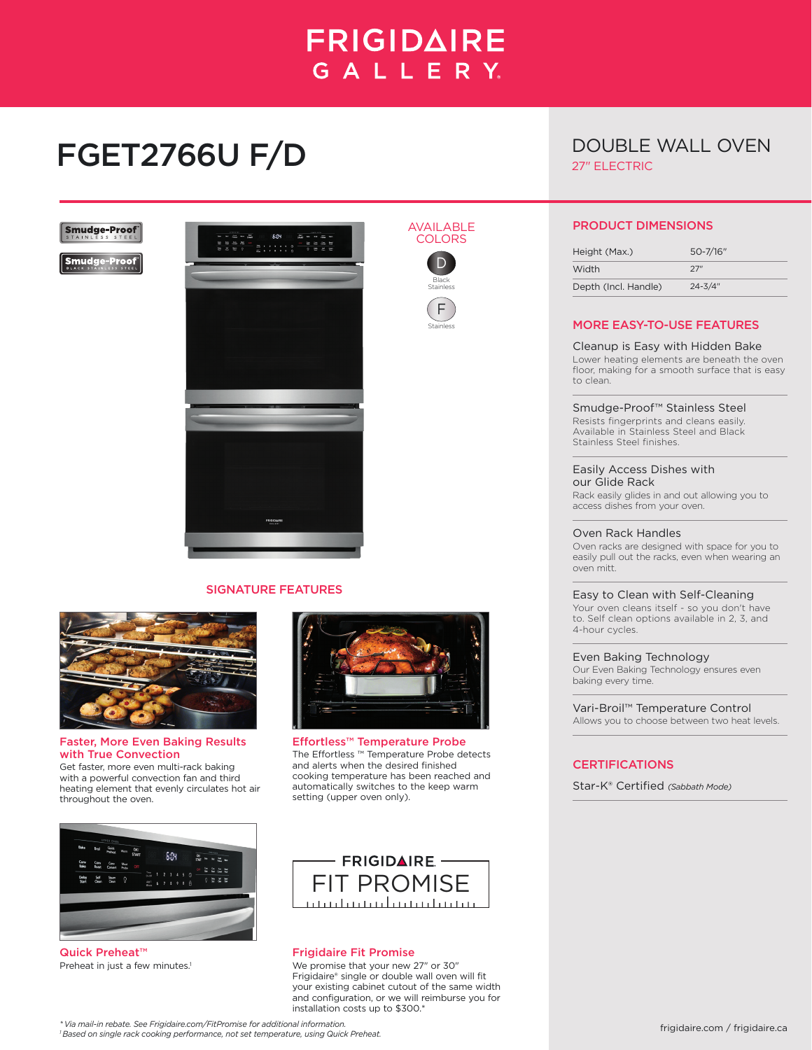# FRIGIDAIRE GALLERY

# FGET2766U F/D

## DOUBLE WALL OVEN

27" ELECTRIC

Smudge-Proof STAINLESS STEEL

Smudge-Proof BLACK STAINLESS STEEL

### AVAILABLE COLORS

D — Black Stainless

F — Stainless

## SIGNATURE FEATURES

**Faster, More Even Baking Results with True Convection**
Get faster, more even multi-rack baking with a powerful convection fan and third heating element that evenly circulates hot air throughout the oven.

**Effortless™ Temperature Probe**
The Effortless ™ Temperature Probe detects and alerts when the desired finished cooking temperature has been reached and automatically switches to the keep warm setting (upper oven only).

**Quick Preheat™**
Preheat in just a few minutes.[1]

FRIGIDAIRE FIT PROMISE

**Frigidaire Fit Promise**
We promise that your new 27" or 30" Frigidaire® single or double wall oven will fit your existing cabinet cutout of the same width and configuration, or we will reimburse you for installation costs up to $300.*

## PRODUCT DIMENSIONS

| | |
|---|---|
| Height (Max.) | 50-7/16" |
| Width | 27" |
| Depth (Incl. Handle) | 24-3/4" |

## MORE EASY-TO-USE FEATURES

**Cleanup is Easy with Hidden Bake**
Lower heating elements are beneath the oven floor, making for a smooth surface that is easy to clean.

**Smudge-Proof™ Stainless Steel**
Resists fingerprints and cleans easily. Available in Stainless Steel and Black Stainless Steel finishes.

**Easily Access Dishes with our Glide Rack**
Rack easily glides in and out allowing you to access dishes from your oven.

**Oven Rack Handles**
Oven racks are designed with space for you to easily pull out the racks, even when wearing an oven mitt.

**Easy to Clean with Self-Cleaning**
Your oven cleans itself - so you don't have to. Self clean options available in 2, 3, and 4-hour cycles.

**Even Baking Technology**
Our Even Baking Technology ensures even baking every time.

**Vari-Broil™ Temperature Control**
Allows you to choose between two heat levels.

## CERTIFICATIONS

Star-K® Certified *(Sabbath Mode)*

*\* Via mail-in rebate. See Frigidaire.com/FitPromise for additional information.*
*[1] Based on single rack cooking performance, not set temperature, using Quick Preheat.*

frigidaire.com / frigidaire.ca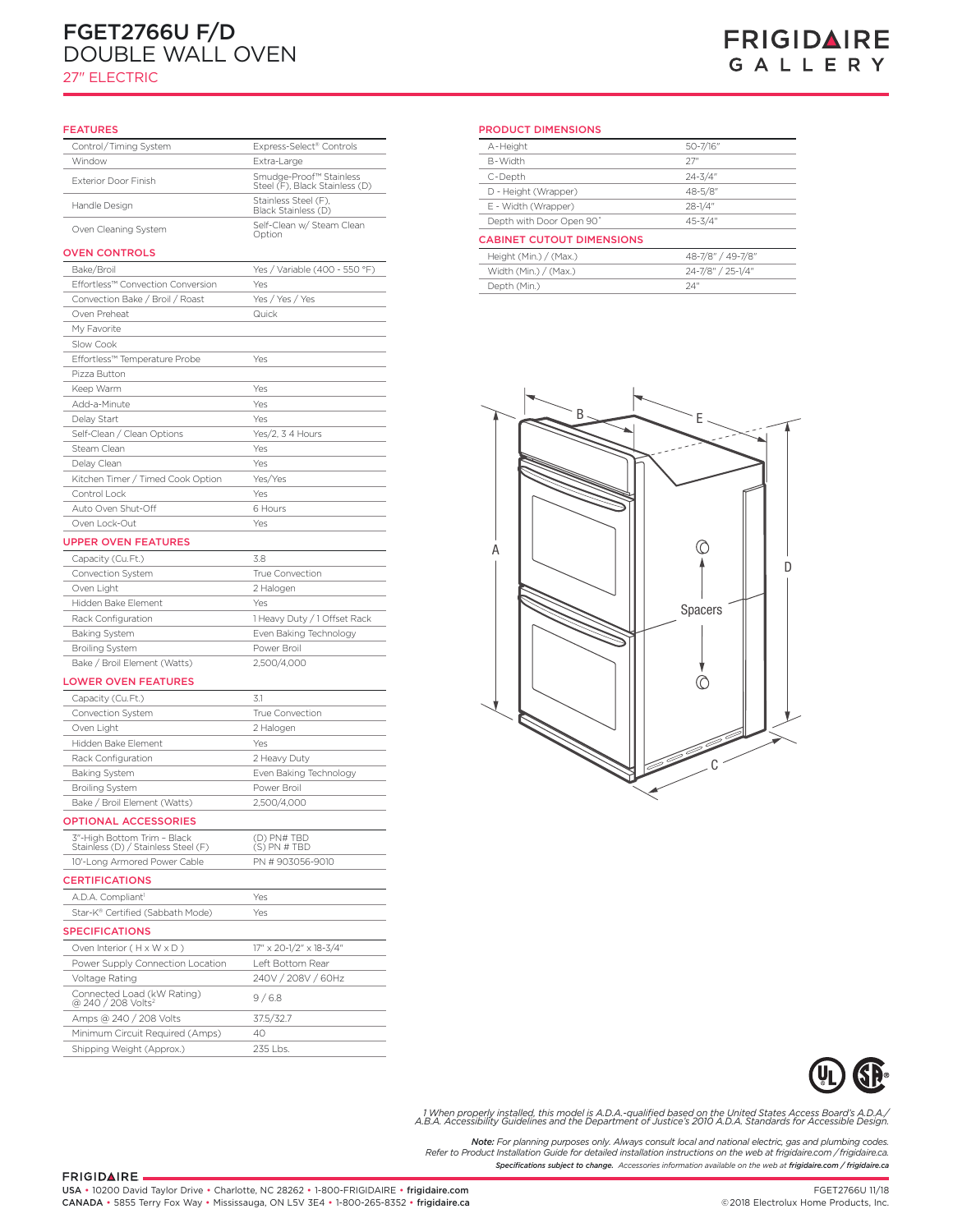# FGET2766U F/D

# DOUBLE WALL OVEN

27" ELECTRIC

FRIGIDAIRE GALLERY

## FEATURES

| | |
|---|---|
| Control/Timing System | Express-Select® Controls |
| Window | Extra-Large |
| Exterior Door Finish | Smudge-Proof™ Stainless Steel (F), Black Stainless (D) |
| Handle Design | Stainless Steel (F), Black Stainless (D) |
| Oven Cleaning System | Self-Clean w/ Steam Clean Option |

## OVEN CONTROLS

| | |
|---|---|
| Bake/Broil | Yes / Variable (400 - 550 °F) |
| Effortless™ Convection Conversion | Yes |
| Convection Bake / Broil / Roast | Yes / Yes / Yes |
| Oven Preheat | Quick |
| My Favorite | |
| Slow Cook | |
| Effortless™ Temperature Probe | Yes |
| Pizza Button | |
| Keep Warm | Yes |
| Add-a-Minute | Yes |
| Delay Start | Yes |
| Self-Clean / Clean Options | Yes/2, 3 4 Hours |
| Steam Clean | Yes |
| Delay Clean | Yes |
| Kitchen Timer / Timed Cook Option | Yes/Yes |
| Control Lock | Yes |
| Auto Oven Shut-Off | 6 Hours |
| Oven Lock-Out | Yes |

## UPPER OVEN FEATURES

| | |
|---|---|
| Capacity (Cu.Ft.) | 3.8 |
| Convection System | True Convection |
| Oven Light | 2 Halogen |
| Hidden Bake Element | Yes |
| Rack Configuration | 1 Heavy Duty / 1 Offset Rack |
| Baking System | Even Baking Technology |
| Broiling System | Power Broil |
| Bake / Broil Element (Watts) | 2,500/4,000 |

## LOWER OVEN FEATURES

| | |
|---|---|
| Capacity (Cu.Ft.) | 3.1 |
| Convection System | True Convection |
| Oven Light | 2 Halogen |
| Hidden Bake Element | Yes |
| Rack Configuration | 2 Heavy Duty |
| Baking System | Even Baking Technology |
| Broiling System | Power Broil |
| Bake / Broil Element (Watts) | 2,500/4,000 |

## OPTIONAL ACCESSORIES

| | |
|---|---|
| 3"-High Bottom Trim – Black Stainless (D) / Stainless Steel (F) | (D) PN# TBD (S) PN # TBD |
| 10'-Long Armored Power Cable | PN # 903056-9010 |

## CERTIFICATIONS

| | |
|---|---|
| A.D.A. Compliant[1] | Yes |
| Star-K® Certified (Sabbath Mode) | Yes |

## SPECIFICATIONS

| | |
|---|---|
| Oven Interior ( H x W x D ) | 17" x 20-1/2" x 18-3/4" |
| Power Supply Connection Location | Left Bottom Rear |
| Voltage Rating | 240V / 208V / 60Hz |
| Connected Load (kW Rating) @ 240 / 208 Volts[2] | 9 / 6.8 |
| Amps @ 240 / 208 Volts | 37.5/32.7 |
| Minimum Circuit Required (Amps) | 40 |
| Shipping Weight (Approx.) | 235 Lbs. |

## PRODUCT DIMENSIONS

| | |
|---|---|
| A-Height | 50-7/16" |
| B-Width | 27" |
| C-Depth | 24-3/4" |
| D - Height (Wrapper) | 48-5/8" |
| E - Width (Wrapper) | 28-1/4" |
| Depth with Door Open 90˚ | 45-3/4" |

## CABINET CUTOUT DIMENSIONS

| | |
|---|---|
| Height (Min.) / (Max.) | 48-7/8" / 49-7/8" |
| Width (Min.) / (Max.) | 24-7/8" / 25-1/4" |
| Depth (Min.) | 24" |

A B C D E Spacers

*1 When properly installed, this model is A.D.A.-qualified based on the United States Access Board's A.D.A./A.B.A. Accessibility Guidelines and the Department of Justice's 2010 A.D.A. Standards for Accessible Design.*

***Note:** For planning purposes only. Always consult local and national electric, gas and plumbing codes. Refer to Product Installation Guide for detailed installation instructions on the web at frigidaire.com / frigidaire.ca.*

***Specifications subject to change.** Accessories information available on the web at **frigidaire.com / frigidaire.ca***

FRIGIDAIRE

USA • 10200 David Taylor Drive • Charlotte, NC 28262 • 1-800-FRIGIDAIRE • **frigidaire.com**

CANADA • 5855 Terry Fox Way • Mississauga, ON L5V 3E4 • 1-800-265-8352 • **frigidaire.ca**

FGET2766U 11/18

©2018 Electrolux Home Products, Inc.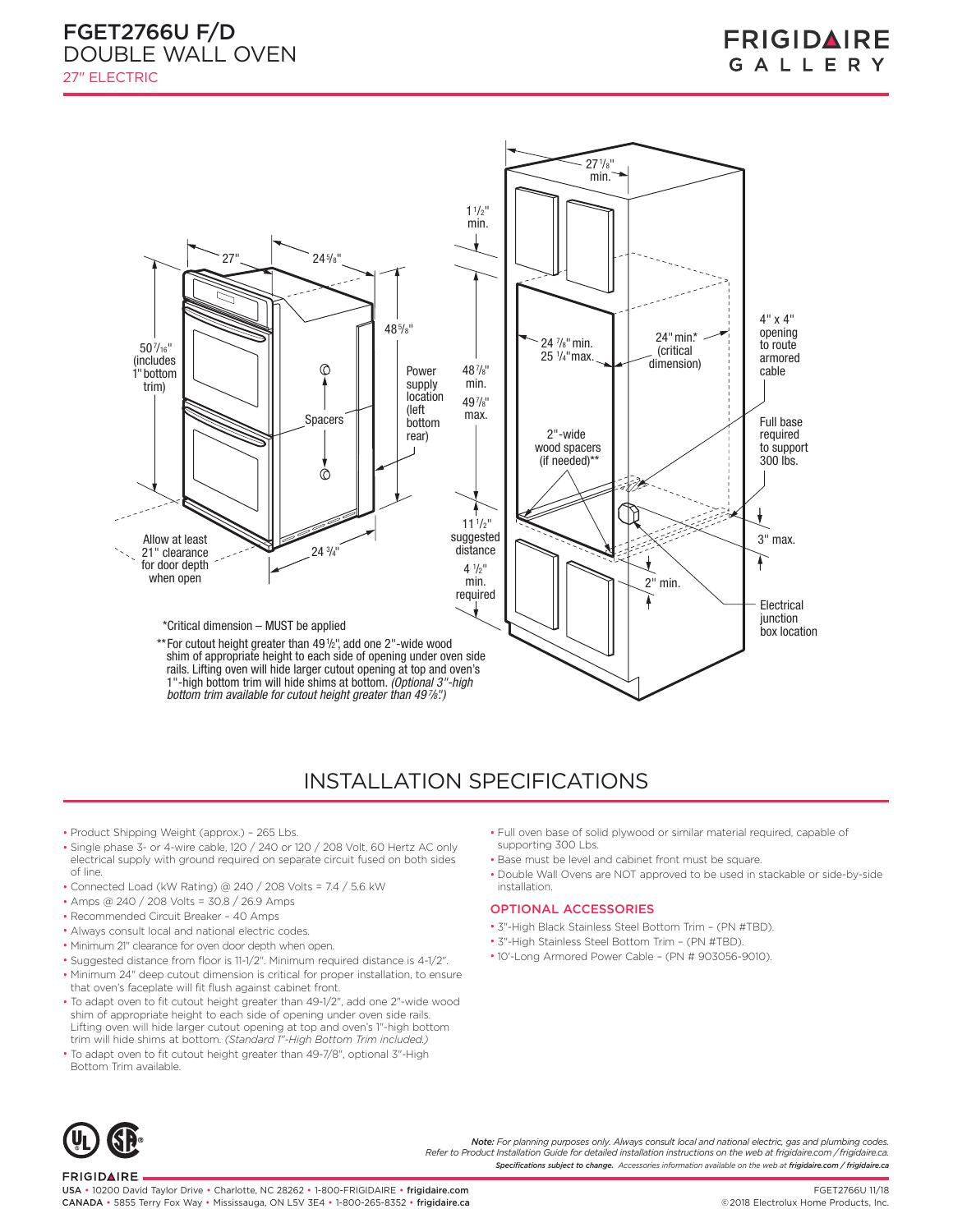# FGET2766U F/D
## DOUBLE WALL OVEN
27" ELECTRIC

FRIGIDAIRE GALLERY

27"

24 5/8"

50 7/16" (includes 1" bottom trim)

48 5/8"

Spacers

Power supply location (left bottom rear)

Allow at least 21" clearance for door depth when open

24 3/4"

27 1/8" min.

1 1/2" min.

48 7/8" min.

49 7/8" max.

11 1/2" suggested distance

4 1/2" min. required

24 7/8" min.
25 1/4" max.

2"-wide wood spacers (if needed)**

24" min.* (critical dimension)

4" x 4" opening to route armored cable

Full base required to support 300 lbs.

3" max.

2" min.

Electrical junction box location

*Critical dimension – MUST be applied

**For cutout height greater than 49 1/2", add one 2"-wide wood shim of appropriate height to each side of opening under oven side rails. Lifting oven will hide larger cutout opening at top and oven's 1"-high bottom trim will hide shims at bottom. *(Optional 3"-high bottom trim available for cutout height greater than 49 7/8".)*

## INSTALLATION SPECIFICATIONS

- Product Shipping Weight (approx.) – 265 Lbs.
- Single phase 3- or 4-wire cable, 120 / 240 or 120 / 208 Volt, 60 Hertz AC only electrical supply with ground required on separate circuit fused on both sides of line.
- Connected Load (kW Rating) @ 240 / 208 Volts = 7.4 / 5.6 kW
- Amps @ 240 / 208 Volts = 30.8 / 26.9 Amps
- Recommended Circuit Breaker – 40 Amps
- Always consult local and national electric codes.
- Minimum 21" clearance for oven door depth when open.
- Suggested distance from floor is 11-1/2". Minimum required distance is 4-1/2".
- Minimum 24" deep cutout dimension is critical for proper installation, to ensure that oven's faceplate will fit flush against cabinet front.
- To adapt oven to fit cutout height greater than 49-1/2", add one 2"-wide wood shim of appropriate height to each side of opening under oven side rails. Lifting oven will hide larger cutout opening at top and oven's 1"-high bottom trim will hide shims at bottom. *(Standard 1"-High Bottom Trim included.)*
- To adapt oven to fit cutout height greater than 49-7/8", optional 3"-High Bottom Trim available.
- Full oven base of solid plywood or similar material required, capable of supporting 300 Lbs.
- Base must be level and cabinet front must be square.
- Double Wall Ovens are NOT approved to be used in stackable or side-by-side installation.

### OPTIONAL ACCESSORIES

- 3"-High Black Stainless Steel Bottom Trim – (PN #TBD).
- 3"-High Stainless Steel Bottom Trim – (PN #TBD).
- 10'-Long Armored Power Cable – (PN # 903056-9010).

*Note: For planning purposes only. Always consult local and national electric, gas and plumbing codes. Refer to Product Installation Guide for detailed installation instructions on the web at frigidaire.com / frigidaire.ca.*

***Specifications subject to change.*** *Accessories information available on the web at **frigidaire.com / frigidaire.ca***

FRIGIDAIRE

USA • 10200 David Taylor Drive • Charlotte, NC 28262 • 1-800-FRIGIDAIRE • **frigidaire.com**
CANADA • 5855 Terry Fox Way • Mississauga, ON L5V 3E4 • 1-800-265-8352 • **frigidaire.ca**

FGET2766U 11/18
©2018 Electrolux Home Products, Inc.